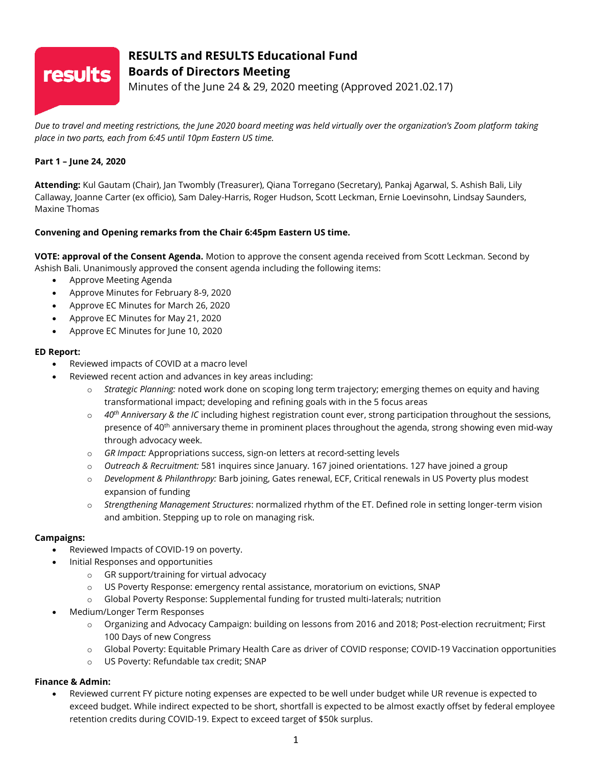# RESULTS and RESULTS Educational Fund

## Boards of Directors Meeting

Minutes of the June 24 & 29, 2020 meeting (Approved 2021.02.17)

*Due to travel and meeting restrictions, the June 2020 board meeting was held virtually over the organization's Zoom platform taking place in two parts, each from 6:45 until 10pm Eastern US time.*

**Part 1 – June 24, 2020**

**Attending:** Kul Gautam (Chair), Jan Twombly (Treasurer), Qiana Torregano (Secretary), Pankaj Agarwal, S. Ashish Bali, Lily Callaway, Joanne Carter (ex officio), Sam Daley-Harris, Roger Hudson, Scott Leckman, Ernie Loevinsohn, Lindsay Saunders, Maxine Thomas

**Convening and Opening remarks from the Chair 6:45pm Eastern US time.**

**VOTE: approval of the Consent Agenda.** Motion to approve the consent agenda received from Scott Leckman. Second by Ashish Bali. Unanimously approved the consent agenda including the following items:

- Approve Meeting Agenda
- Approve Minutes for February 8-9, 2020
- Approve EC Minutes for March 26, 2020
- Approve EC Minutes for May 21, 2020
- Approve EC Minutes for June 10, 2020

**ED Report:**

- Reviewed impacts of COVID at a macro level
- Reviewed recent action and advances in key areas including:
  - *Strategic Planning:* noted work done on scoping long term trajectory; emerging themes on equity and having transformational impact; developing and refining goals with in the 5 focus areas
  - *40th Anniversary & the IC* including highest registration count ever, strong participation throughout the sessions, presence of 40th anniversary theme in prominent places throughout the agenda, strong showing even mid-way through advocacy week.
  - *GR Impact:* Appropriations success, sign-on letters at record-setting levels
  - *Outreach & Recruitment:* 581 inquires since January. 167 joined orientations. 127 have joined a group
  - *Development & Philanthropy:* Barb joining, Gates renewal, ECF, Critical renewals in US Poverty plus modest expansion of funding
  - *Strengthening Management Structures*: normalized rhythm of the ET. Defined role in setting longer-term vision and ambition. Stepping up to role on managing risk.

**Campaigns:**

- Reviewed Impacts of COVID-19 on poverty.
- Initial Responses and opportunities
  - GR support/training for virtual advocacy
  - US Poverty Response: emergency rental assistance, moratorium on evictions, SNAP
  - Global Poverty Response: Supplemental funding for trusted multi-laterals; nutrition
- Medium/Longer Term Responses
  - Organizing and Advocacy Campaign: building on lessons from 2016 and 2018; Post-election recruitment; First 100 Days of new Congress
  - Global Poverty: Equitable Primary Health Care as driver of COVID response; COVID-19 Vaccination opportunities
  - US Poverty: Refundable tax credit; SNAP

**Finance & Admin:**

- Reviewed current FY picture noting expenses are expected to be well under budget while UR revenue is expected to exceed budget. While indirect expected to be short, shortfall is expected to be almost exactly offset by federal employee retention credits during COVID-19. Expect to exceed target of $50k surplus.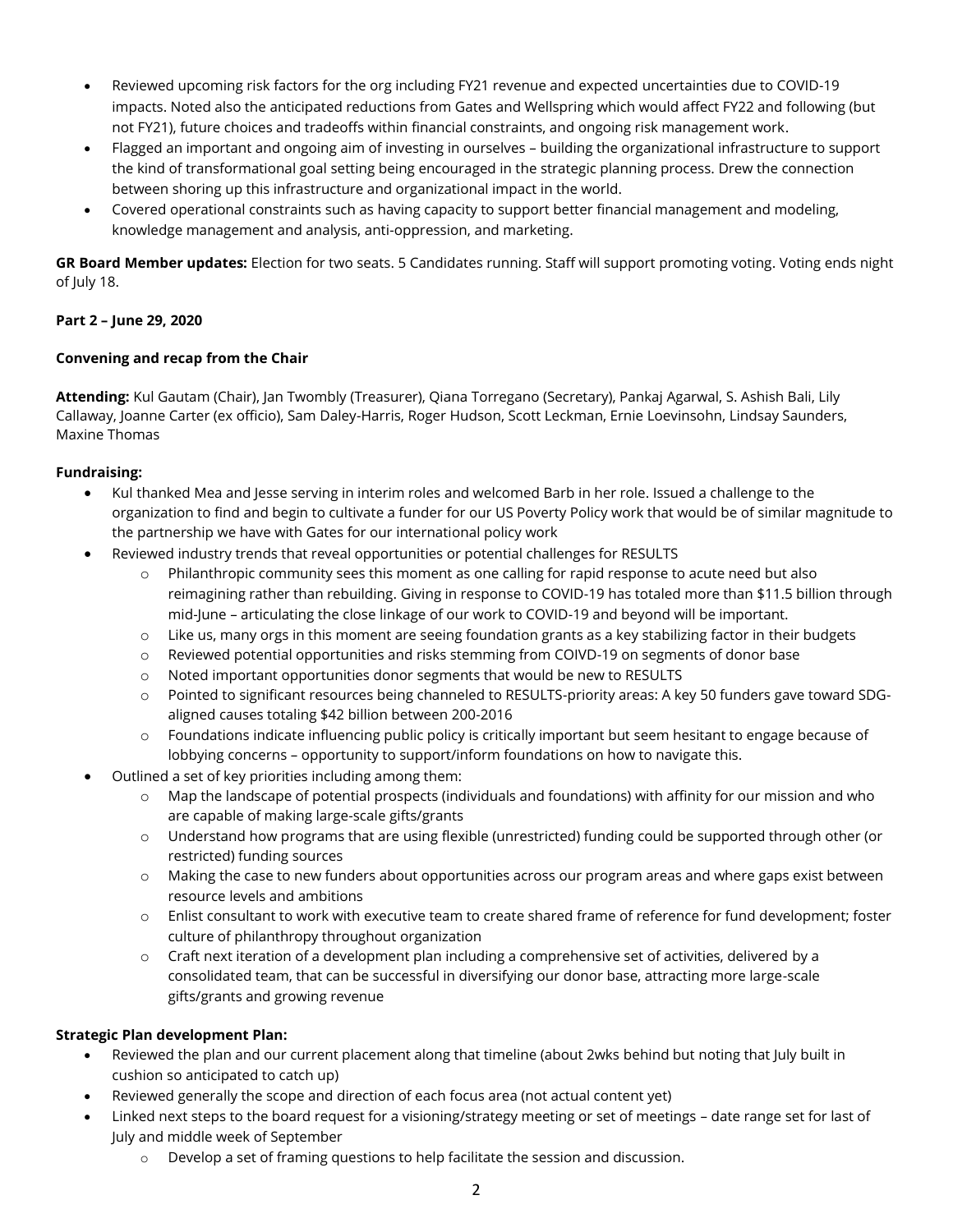- Reviewed upcoming risk factors for the org including FY21 revenue and expected uncertainties due to COVID-19 impacts. Noted also the anticipated reductions from Gates and Wellspring which would affect FY22 and following (but not FY21), future choices and tradeoffs within financial constraints, and ongoing risk management work.
- Flagged an important and ongoing aim of investing in ourselves – building the organizational infrastructure to support the kind of transformational goal setting being encouraged in the strategic planning process. Drew the connection between shoring up this infrastructure and organizational impact in the world.
- Covered operational constraints such as having capacity to support better financial management and modeling, knowledge management and analysis, anti-oppression, and marketing.

**GR Board Member updates:** Election for two seats. 5 Candidates running. Staff will support promoting voting. Voting ends night of July 18.

**Part 2 – June 29, 2020**

**Convening and recap from the Chair**

**Attending:** Kul Gautam (Chair), Jan Twombly (Treasurer), Qiana Torregano (Secretary), Pankaj Agarwal, S. Ashish Bali, Lily Callaway, Joanne Carter (ex officio), Sam Daley-Harris, Roger Hudson, Scott Leckman, Ernie Loevinsohn, Lindsay Saunders, Maxine Thomas

**Fundraising:**

- Kul thanked Mea and Jesse serving in interim roles and welcomed Barb in her role. Issued a challenge to the organization to find and begin to cultivate a funder for our US Poverty Policy work that would be of similar magnitude to the partnership we have with Gates for our international policy work
- Reviewed industry trends that reveal opportunities or potential challenges for RESULTS
  - Philanthropic community sees this moment as one calling for rapid response to acute need but also reimagining rather than rebuilding. Giving in response to COVID-19 has totaled more than $11.5 billion through mid-June – articulating the close linkage of our work to COVID-19 and beyond will be important.
  - Like us, many orgs in this moment are seeing foundation grants as a key stabilizing factor in their budgets
  - Reviewed potential opportunities and risks stemming from COIVD-19 on segments of donor base
  - Noted important opportunities donor segments that would be new to RESULTS
  - Pointed to significant resources being channeled to RESULTS-priority areas: A key 50 funders gave toward SDG-aligned causes totaling $42 billion between 200-2016
  - Foundations indicate influencing public policy is critically important but seem hesitant to engage because of lobbying concerns – opportunity to support/inform foundations on how to navigate this.
- Outlined a set of key priorities including among them:
  - Map the landscape of potential prospects (individuals and foundations) with affinity for our mission and who are capable of making large-scale gifts/grants
  - Understand how programs that are using flexible (unrestricted) funding could be supported through other (or restricted) funding sources
  - Making the case to new funders about opportunities across our program areas and where gaps exist between resource levels and ambitions
  - Enlist consultant to work with executive team to create shared frame of reference for fund development; foster culture of philanthropy throughout organization
  - Craft next iteration of a development plan including a comprehensive set of activities, delivered by a consolidated team, that can be successful in diversifying our donor base, attracting more large-scale gifts/grants and growing revenue

**Strategic Plan development Plan:**

- Reviewed the plan and our current placement along that timeline (about 2wks behind but noting that July built in cushion so anticipated to catch up)
- Reviewed generally the scope and direction of each focus area (not actual content yet)
- Linked next steps to the board request for a visioning/strategy meeting or set of meetings – date range set for last of July and middle week of September
  - Develop a set of framing questions to help facilitate the session and discussion.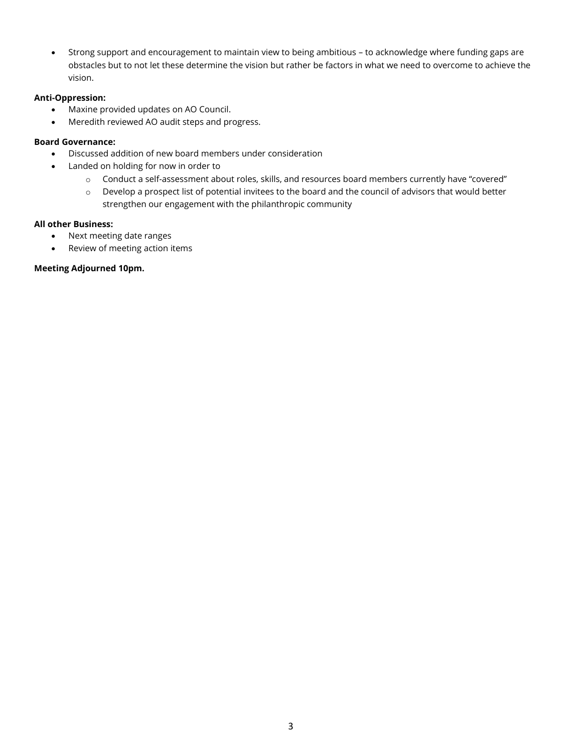- Strong support and encouragement to maintain view to being ambitious – to acknowledge where funding gaps are obstacles but to not let these determine the vision but rather be factors in what we need to overcome to achieve the vision.

**Anti-Oppression:**

- Maxine provided updates on AO Council.
- Meredith reviewed AO audit steps and progress.

**Board Governance:**

- Discussed addition of new board members under consideration
- Landed on holding for now in order to
  - Conduct a self-assessment about roles, skills, and resources board members currently have "covered"
  - Develop a prospect list of potential invitees to the board and the council of advisors that would better strengthen our engagement with the philanthropic community

**All other Business:**

- Next meeting date ranges
- Review of meeting action items

**Meeting Adjourned 10pm.**